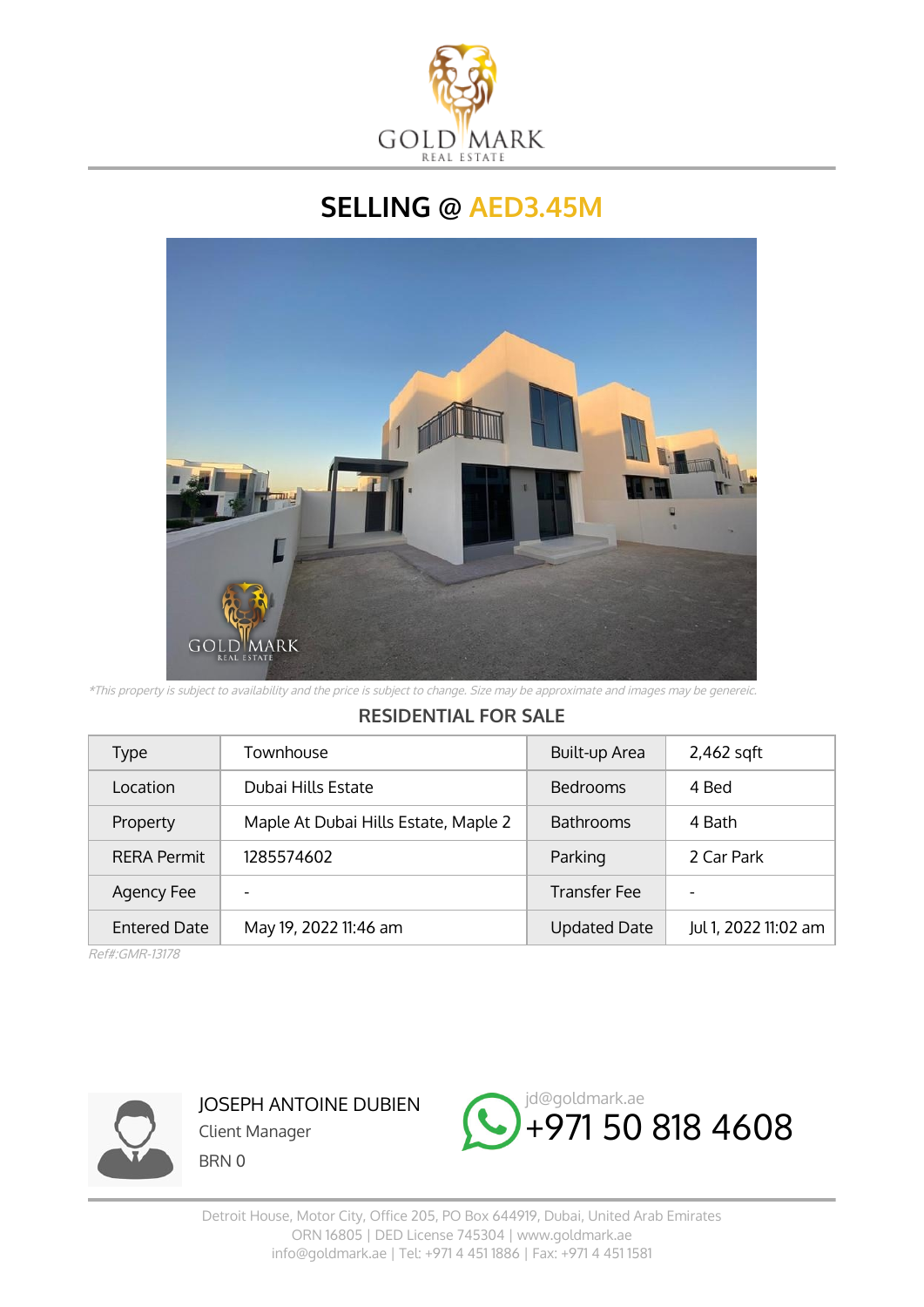GOLD MARK
REAL ESTATE

# SELLING @ AED3.45M

*\*This property is subject to availability and the price is subject to change. Size may be approximate and images may be genereic.*

## RESIDENTIAL FOR SALE

| Type | Townhouse | Built-up Area | 2,462 sqft |
| --- | --- | --- | --- |
| Location | Dubai Hills Estate | Bedrooms | 4 Bed |
| Property | Maple At Dubai Hills Estate, Maple 2 | Bathrooms | 4 Bath |
| RERA Permit | 1285574602 | Parking | 2 Car Park |
| Agency Fee | - | Transfer Fee | - |
| Entered Date | May 19, 2022 11:46 am | Updated Date | Jul 1, 2022 11:02 am |

*Ref#:GMR-13178*

JOSEPH ANTOINE DUBIEN
Client Manager
BRN 0

jd@goldmark.ae
+971 50 818 4608

Detroit House, Motor City, Office 205, PO Box 644919, Dubai, United Arab Emirates
ORN 16805 | DED License 745304 | www.goldmark.ae
info@goldmark.ae | Tel: +971 4 451 1886 | Fax: +971 4 451 1581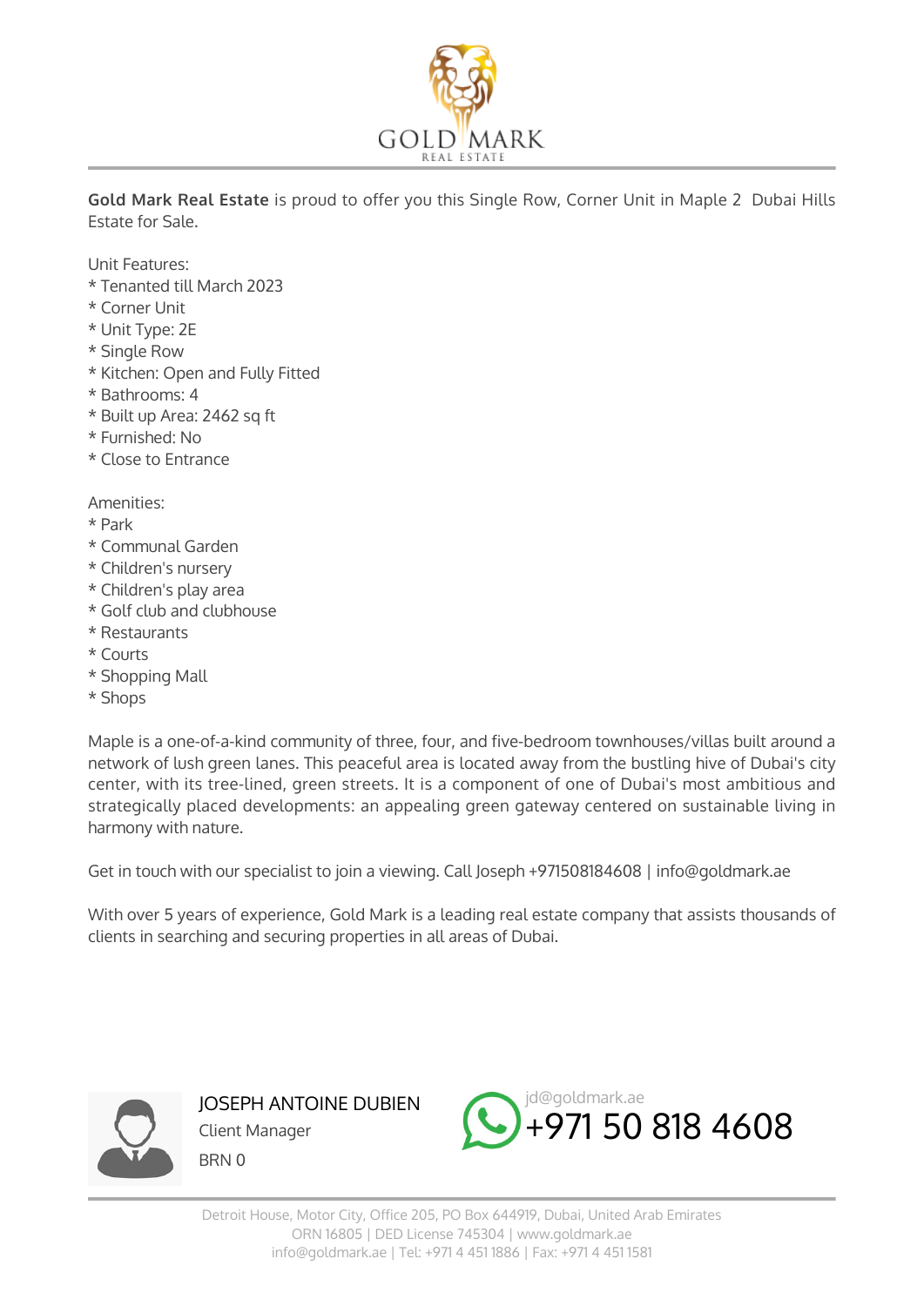**Gold Mark Real Estate** is proud to offer you this Single Row, Corner Unit in Maple 2 Dubai Hills Estate for Sale.

Unit Features:
* Tenanted till March 2023
* Corner Unit
* Unit Type: 2E
* Single Row
* Kitchen: Open and Fully Fitted
* Bathrooms: 4
* Built up Area: 2462 sq ft
* Furnished: No
* Close to Entrance

Amenities:
* Park
* Communal Garden
* Children's nursery
* Children's play area
* Golf club and clubhouse
* Restaurants
* Courts
* Shopping Mall
* Shops

Maple is a one-of-a-kind community of three, four, and five-bedroom townhouses/villas built around a network of lush green lanes. This peaceful area is located away from the bustling hive of Dubai's city center, with its tree-lined, green streets. It is a component of one of Dubai's most ambitious and strategically placed developments: an appealing green gateway centered on sustainable living in harmony with nature.

Get in touch with our specialist to join a viewing. Call Joseph +971508184608 | info@goldmark.ae

With over 5 years of experience, Gold Mark is a leading real estate company that assists thousands of clients in searching and securing properties in all areas of Dubai.

JOSEPH ANTOINE DUBIEN
Client Manager
BRN 0

jd@goldmark.ae
+971 50 818 4608

Detroit House, Motor City, Office 205, PO Box 644919, Dubai, United Arab Emirates
ORN 16805 | DED License 745304 | www.goldmark.ae
info@goldmark.ae | Tel: +971 4 451 1886 | Fax: +971 4 451 1581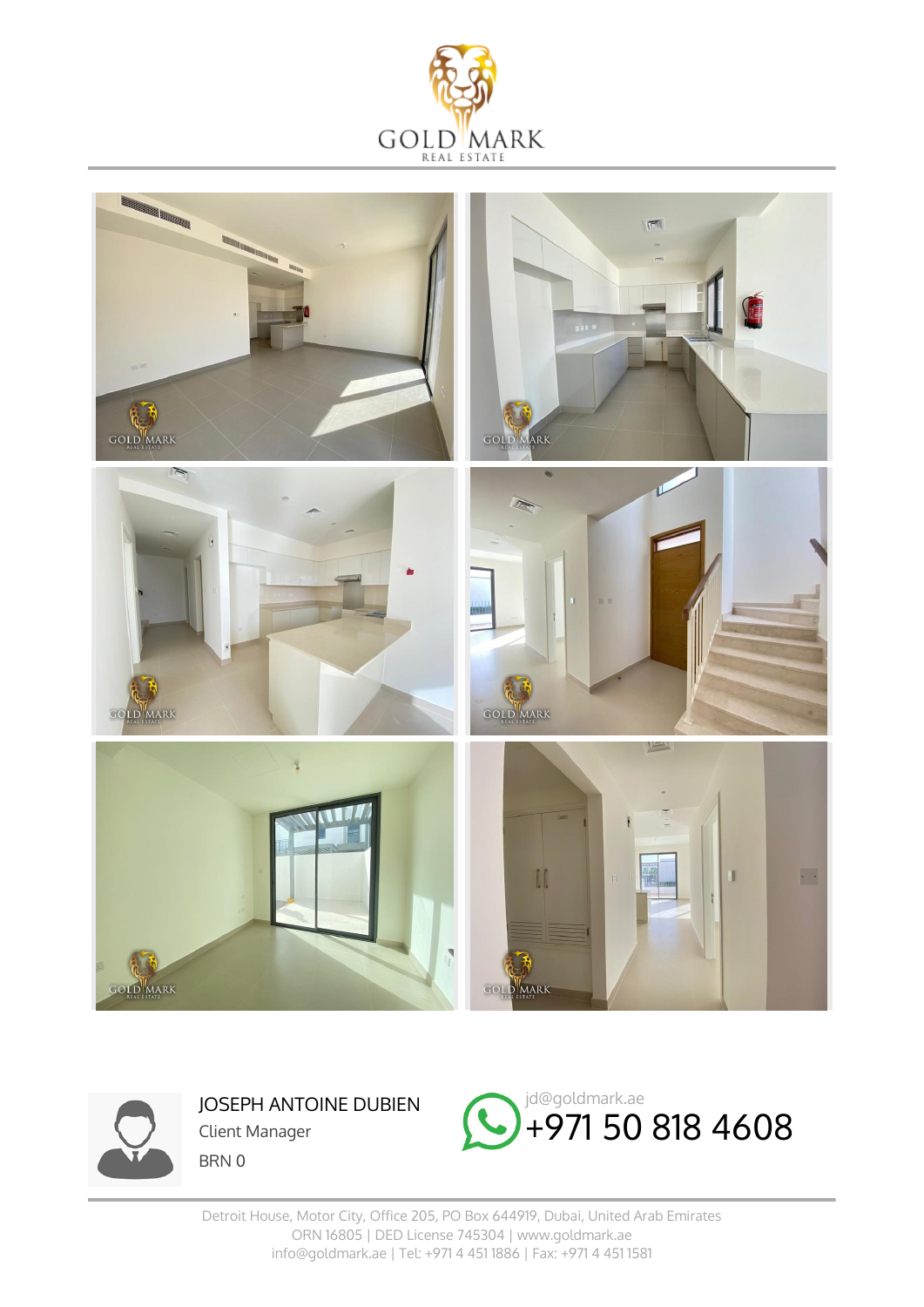JOSEPH ANTOINE DUBIEN
Client Manager
BRN 0

jd@goldmark.ae
+971 50 818 4608

Detroit House, Motor City, Office 205, PO Box 644919, Dubai, United Arab Emirates
ORN 16805 | DED License 745304 | www.goldmark.ae
info@goldmark.ae | Tel: +971 4 451 1886 | Fax: +971 4 451 1581